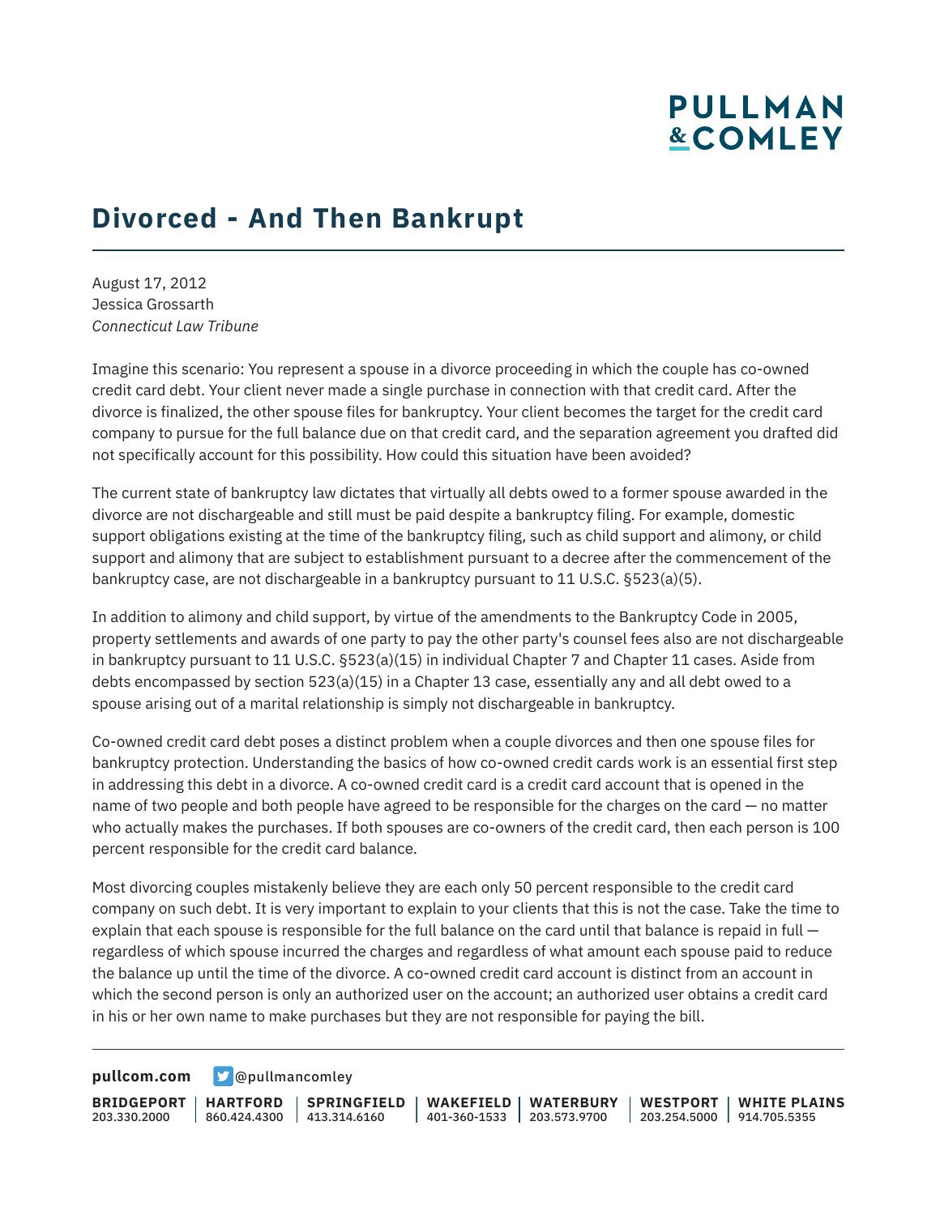# Divorced - And Then Bankrupt

August 17, 2012
Jessica Grossarth
*Connecticut Law Tribune*

Imagine this scenario: You represent a spouse in a divorce proceeding in which the couple has co-owned credit card debt. Your client never made a single purchase in connection with that credit card. After the divorce is finalized, the other spouse files for bankruptcy. Your client becomes the target for the credit card company to pursue for the full balance due on that credit card, and the separation agreement you drafted did not specifically account for this possibility. How could this situation have been avoided?

The current state of bankruptcy law dictates that virtually all debts owed to a former spouse awarded in the divorce are not dischargeable and still must be paid despite a bankruptcy filing. For example, domestic support obligations existing at the time of the bankruptcy filing, such as child support and alimony, or child support and alimony that are subject to establishment pursuant to a decree after the commencement of the bankruptcy case, are not dischargeable in a bankruptcy pursuant to 11 U.S.C. §523(a)(5).

In addition to alimony and child support, by virtue of the amendments to the Bankruptcy Code in 2005, property settlements and awards of one party to pay the other party's counsel fees also are not dischargeable in bankruptcy pursuant to 11 U.S.C. §523(a)(15) in individual Chapter 7 and Chapter 11 cases. Aside from debts encompassed by section 523(a)(15) in a Chapter 13 case, essentially any and all debt owed to a spouse arising out of a marital relationship is simply not dischargeable in bankruptcy.

Co-owned credit card debt poses a distinct problem when a couple divorces and then one spouse files for bankruptcy protection. Understanding the basics of how co-owned credit cards work is an essential first step in addressing this debt in a divorce. A co-owned credit card is a credit card account that is opened in the name of two people and both people have agreed to be responsible for the charges on the card — no matter who actually makes the purchases. If both spouses are co-owners of the credit card, then each person is 100 percent responsible for the credit card balance.

Most divorcing couples mistakenly believe they are each only 50 percent responsible to the credit card company on such debt. It is very important to explain to your clients that this is not the case. Take the time to explain that each spouse is responsible for the full balance on the card until that balance is repaid in full — regardless of which spouse incurred the charges and regardless of what amount each spouse paid to reduce the balance up until the time of the divorce. A co-owned credit card account is distinct from an account in which the second person is only an authorized user on the account; an authorized user obtains a credit card in his or her own name to make purchases but they are not responsible for paying the bill.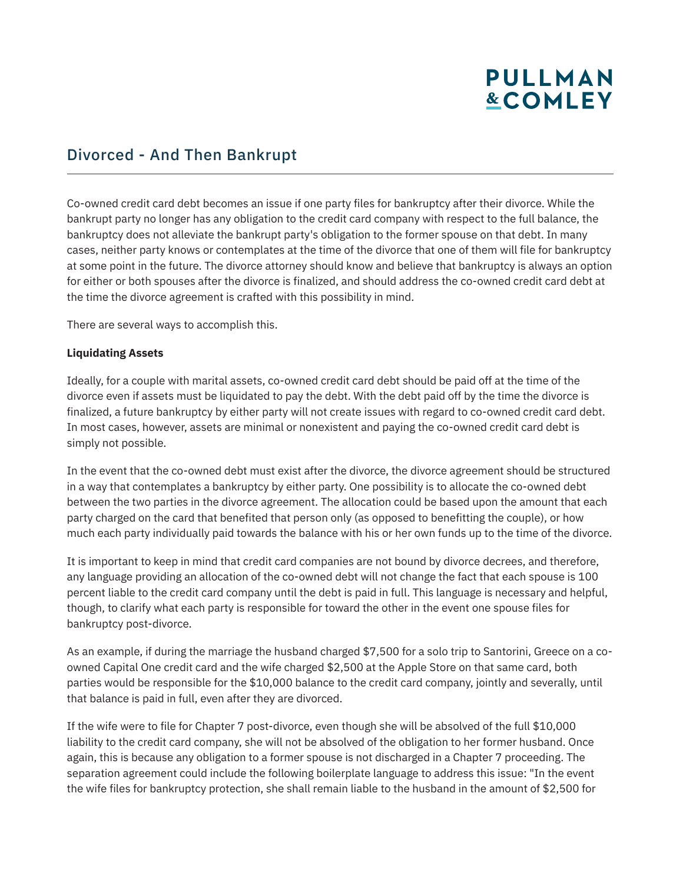## Divorced - And Then Bankrupt

Co-owned credit card debt becomes an issue if one party files for bankruptcy after their divorce. While the bankrupt party no longer has any obligation to the credit card company with respect to the full balance, the bankruptcy does not alleviate the bankrupt party's obligation to the former spouse on that debt. In many cases, neither party knows or contemplates at the time of the divorce that one of them will file for bankruptcy at some point in the future. The divorce attorney should know and believe that bankruptcy is always an option for either or both spouses after the divorce is finalized, and should address the co-owned credit card debt at the time the divorce agreement is crafted with this possibility in mind.

There are several ways to accomplish this.

**Liquidating Assets**

Ideally, for a couple with marital assets, co-owned credit card debt should be paid off at the time of the divorce even if assets must be liquidated to pay the debt. With the debt paid off by the time the divorce is finalized, a future bankruptcy by either party will not create issues with regard to co-owned credit card debt. In most cases, however, assets are minimal or nonexistent and paying the co-owned credit card debt is simply not possible.

In the event that the co-owned debt must exist after the divorce, the divorce agreement should be structured in a way that contemplates a bankruptcy by either party. One possibility is to allocate the co-owned debt between the two parties in the divorce agreement. The allocation could be based upon the amount that each party charged on the card that benefited that person only (as opposed to benefitting the couple), or how much each party individually paid towards the balance with his or her own funds up to the time of the divorce.

It is important to keep in mind that credit card companies are not bound by divorce decrees, and therefore, any language providing an allocation of the co-owned debt will not change the fact that each spouse is 100 percent liable to the credit card company until the debt is paid in full. This language is necessary and helpful, though, to clarify what each party is responsible for toward the other in the event one spouse files for bankruptcy post-divorce.

As an example, if during the marriage the husband charged $7,500 for a solo trip to Santorini, Greece on a co-owned Capital One credit card and the wife charged $2,500 at the Apple Store on that same card, both parties would be responsible for the $10,000 balance to the credit card company, jointly and severally, until that balance is paid in full, even after they are divorced.

If the wife were to file for Chapter 7 post-divorce, even though she will be absolved of the full $10,000 liability to the credit card company, she will not be absolved of the obligation to her former husband. Once again, this is because any obligation to a former spouse is not discharged in a Chapter 7 proceeding. The separation agreement could include the following boilerplate language to address this issue: "In the event the wife files for bankruptcy protection, she shall remain liable to the husband in the amount of $2,500 for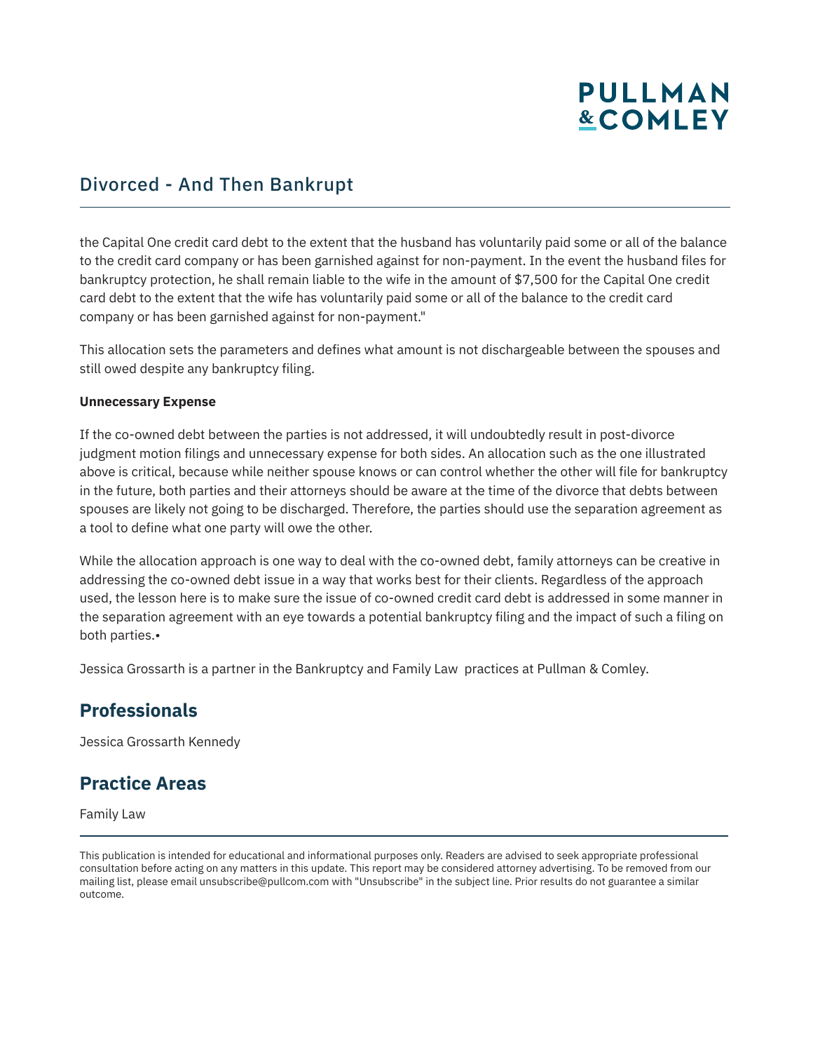the Capital One credit card debt to the extent that the husband has voluntarily paid some or all of the balance to the credit card company or has been garnished against for non-payment. In the event the husband files for bankruptcy protection, he shall remain liable to the wife in the amount of $7,500 for the Capital One credit card debt to the extent that the wife has voluntarily paid some or all of the balance to the credit card company or has been garnished against for non-payment."

This allocation sets the parameters and defines what amount is not dischargeable between the spouses and still owed despite any bankruptcy filing.

**Unnecessary Expense**

If the co-owned debt between the parties is not addressed, it will undoubtedly result in post-divorce judgment motion filings and unnecessary expense for both sides. An allocation such as the one illustrated above is critical, because while neither spouse knows or can control whether the other will file for bankruptcy in the future, both parties and their attorneys should be aware at the time of the divorce that debts between spouses are likely not going to be discharged. Therefore, the parties should use the separation agreement as a tool to define what one party will owe the other.

While the allocation approach is one way to deal with the co-owned debt, family attorneys can be creative in addressing the co-owned debt issue in a way that works best for their clients. Regardless of the approach used, the lesson here is to make sure the issue of co-owned credit card debt is addressed in some manner in the separation agreement with an eye towards a potential bankruptcy filing and the impact of such a filing on both parties.•

Jessica Grossarth is a partner in the Bankruptcy and Family Law practices at Pullman & Comley.

## Professionals

Jessica Grossarth Kennedy

## Practice Areas

Family Law

This publication is intended for educational and informational purposes only. Readers are advised to seek appropriate professional consultation before acting on any matters in this update. This report may be considered attorney advertising. To be removed from our mailing list, please email unsubscribe@pullcom.com with "Unsubscribe" in the subject line. Prior results do not guarantee a similar outcome.